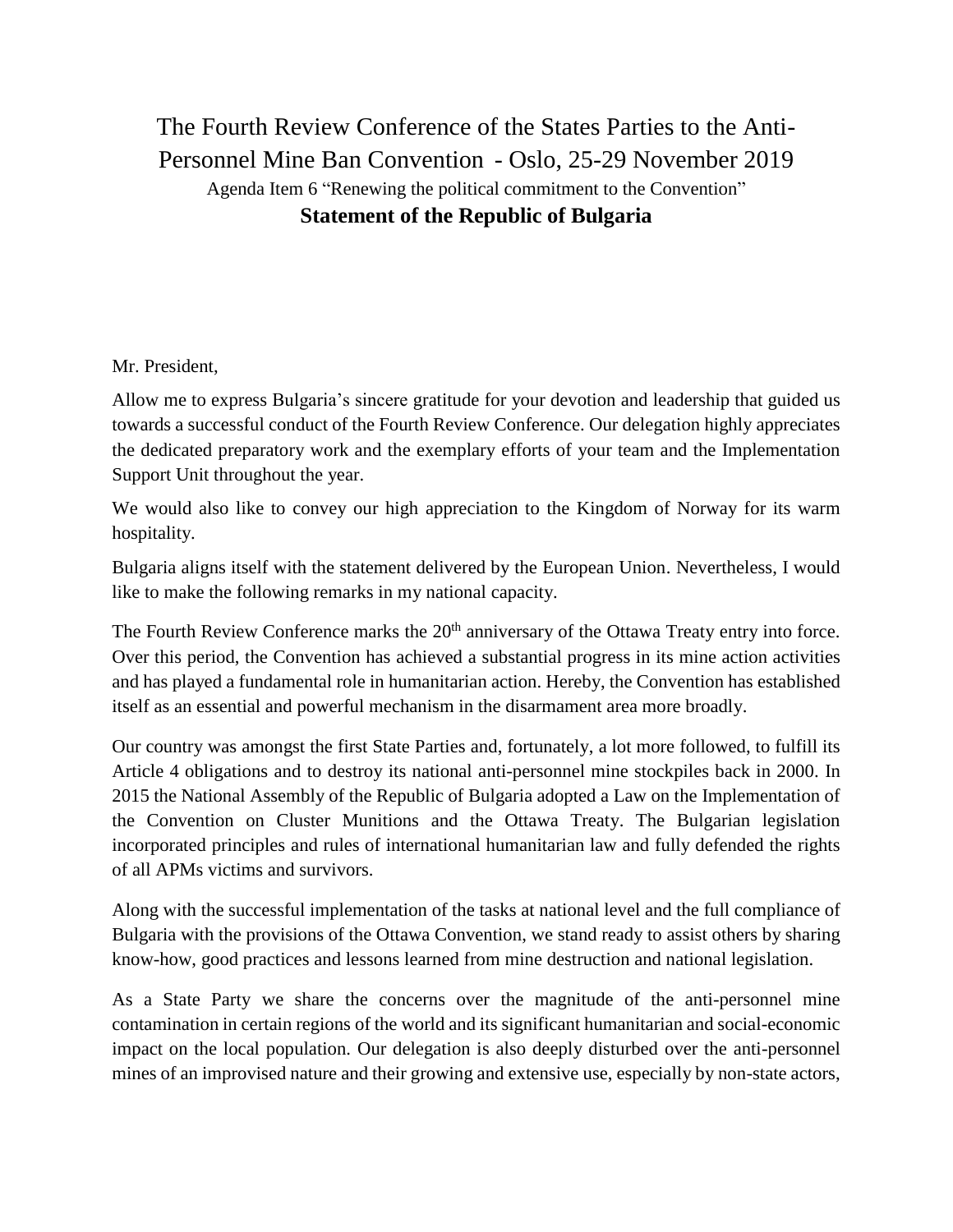# The Fourth Review Conference of the States Parties to the Anti-Personnel Mine Ban Convention - Oslo, 25-29 November 2019

Agenda Item 6 "Renewing the political commitment to the Convention"

## Statement of the Republic of Bulgaria

Mr. President,

Allow me to express Bulgaria's sincere gratitude for your devotion and leadership that guided us towards a successful conduct of the Fourth Review Conference. Our delegation highly appreciates the dedicated preparatory work and the exemplary efforts of your team and the Implementation Support Unit throughout the year.

We would also like to convey our high appreciation to the Kingdom of Norway for its warm hospitality.

Bulgaria aligns itself with the statement delivered by the European Union. Nevertheless, I would like to make the following remarks in my national capacity.

The Fourth Review Conference marks the 20th anniversary of the Ottawa Treaty entry into force. Over this period, the Convention has achieved a substantial progress in its mine action activities and has played a fundamental role in humanitarian action. Hereby, the Convention has established itself as an essential and powerful mechanism in the disarmament area more broadly.

Our country was amongst the first State Parties and, fortunately, a lot more followed, to fulfill its Article 4 obligations and to destroy its national anti-personnel mine stockpiles back in 2000. In 2015 the National Assembly of the Republic of Bulgaria adopted a Law on the Implementation of the Convention on Cluster Munitions and the Ottawa Treaty. The Bulgarian legislation incorporated principles and rules of international humanitarian law and fully defended the rights of all APMs victims and survivors.

Along with the successful implementation of the tasks at national level and the full compliance of Bulgaria with the provisions of the Ottawa Convention, we stand ready to assist others by sharing know-how, good practices and lessons learned from mine destruction and national legislation.

As a State Party we share the concerns over the magnitude of the anti-personnel mine contamination in certain regions of the world and its significant humanitarian and social-economic impact on the local population. Our delegation is also deeply disturbed over the anti-personnel mines of an improvised nature and their growing and extensive use, especially by non-state actors,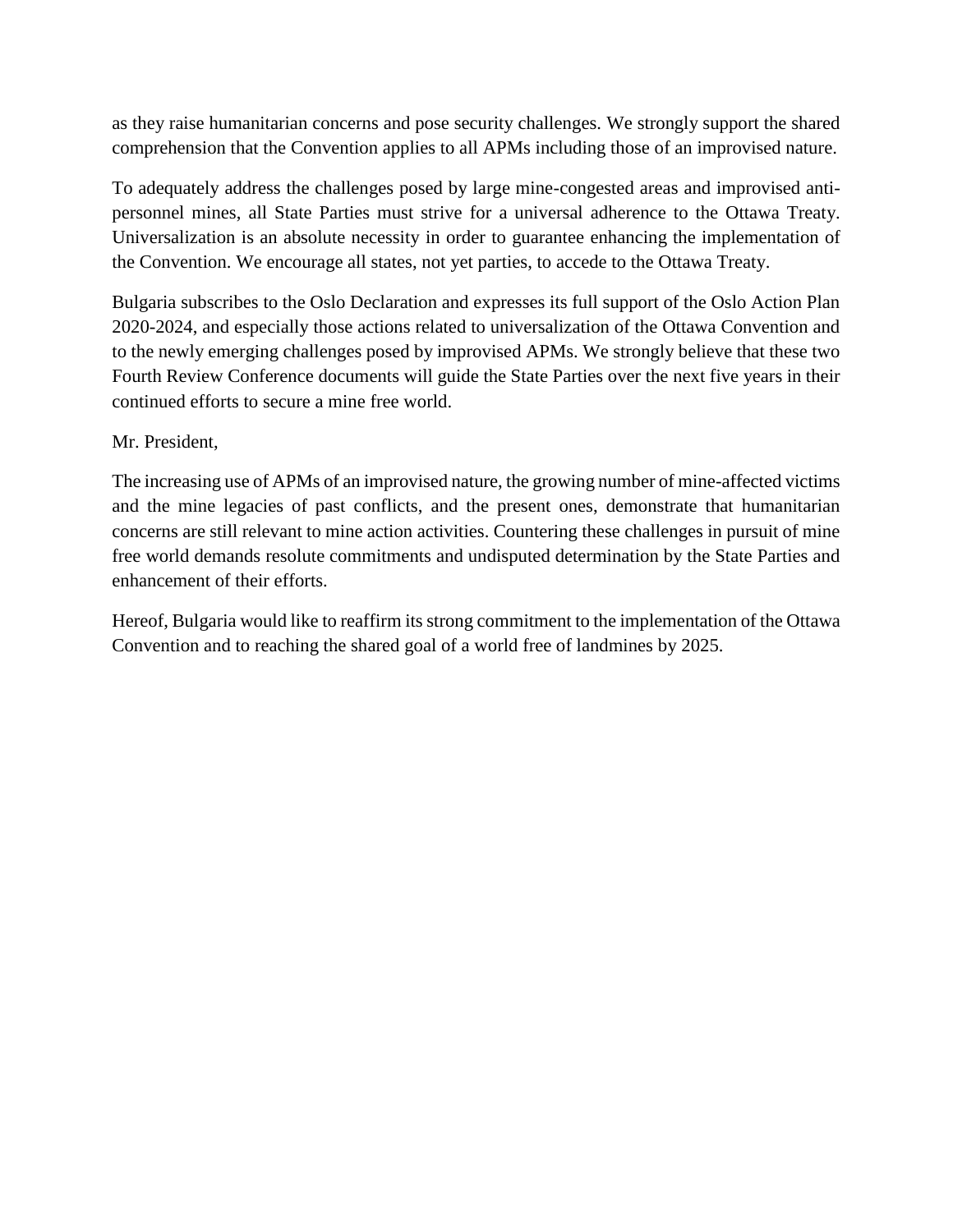as they raise humanitarian concerns and pose security challenges. We strongly support the shared comprehension that the Convention applies to all APMs including those of an improvised nature.

To adequately address the challenges posed by large mine-congested areas and improvised anti-personnel mines, all State Parties must strive for a universal adherence to the Ottawa Treaty. Universalization is an absolute necessity in order to guarantee enhancing the implementation of the Convention. We encourage all states, not yet parties, to accede to the Ottawa Treaty.

Bulgaria subscribes to the Oslo Declaration and expresses its full support of the Oslo Action Plan 2020-2024, and especially those actions related to universalization of the Ottawa Convention and to the newly emerging challenges posed by improvised APMs. We strongly believe that these two Fourth Review Conference documents will guide the State Parties over the next five years in their continued efforts to secure a mine free world.

Mr. President,

The increasing use of APMs of an improvised nature, the growing number of mine-affected victims and the mine legacies of past conflicts, and the present ones, demonstrate that humanitarian concerns are still relevant to mine action activities. Countering these challenges in pursuit of mine free world demands resolute commitments and undisputed determination by the State Parties and enhancement of their efforts.

Hereof, Bulgaria would like to reaffirm its strong commitment to the implementation of the Ottawa Convention and to reaching the shared goal of a world free of landmines by 2025.